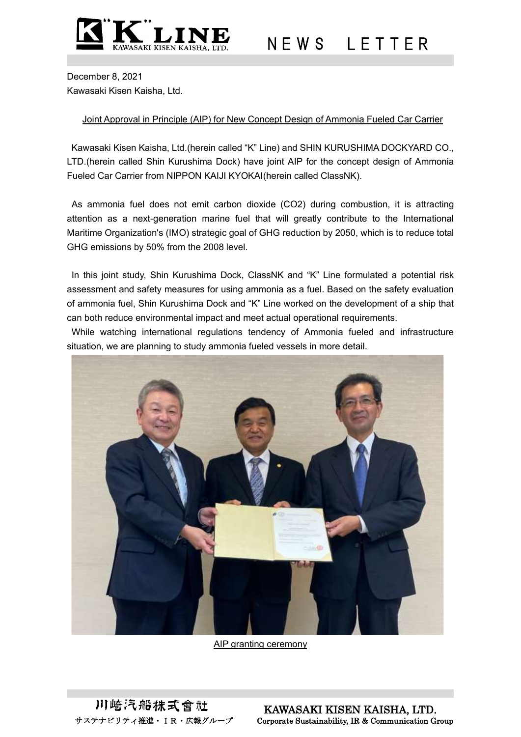December 8, 2021
Kawasaki Kisen Kaisha, Ltd.

## Joint Approval in Principle (AIP) for New Concept Design of Ammonia Fueled Car Carrier

Kawasaki Kisen Kaisha, Ltd.(herein called “K” Line) and SHIN KURUSHIMA DOCKYARD CO., LTD.(herein called Shin Kurushima Dock) have joint AIP for the concept design of Ammonia Fueled Car Carrier from NIPPON KAIJI KYOKAI(herein called ClassNK).

As ammonia fuel does not emit carbon dioxide ($CO_2$) during combustion, it is attracting attention as a next-generation marine fuel that will greatly contribute to the International Maritime Organization's (IMO) strategic goal of GHG reduction by 2050, which is to reduce total GHG emissions by 50% from the 2008 level.

In this joint study, Shin Kurushima Dock, ClassNK and “K” Line formulated a potential risk assessment and safety measures for using ammonia as a fuel. Based on the safety evaluation of ammonia fuel, Shin Kurushima Dock and “K” Line worked on the development of a ship that can both reduce environmental impact and meet actual operational requirements.

While watching international regulations tendency of Ammonia fueled and infrastructure situation, we are planning to study ammonia fueled vessels in more detail.

AIP granting ceremony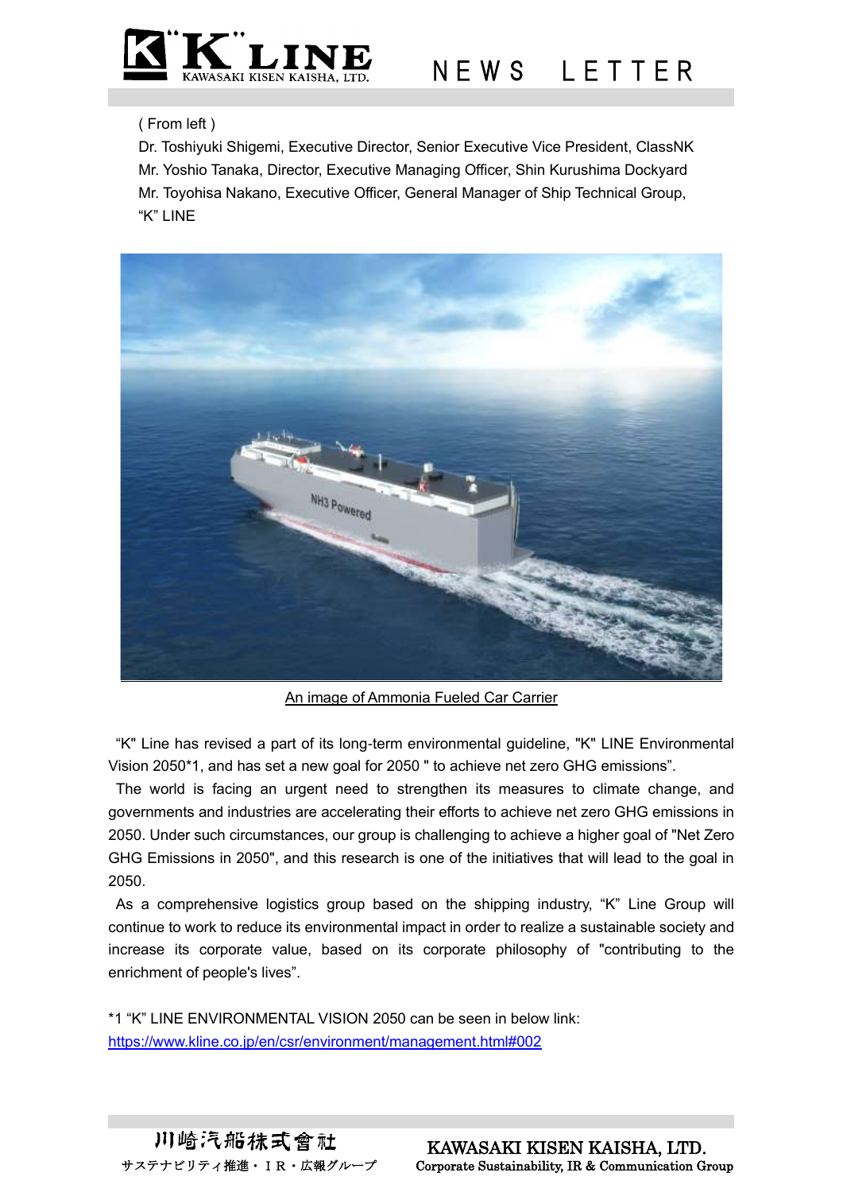( From left )
Dr. Toshiyuki Shigemi, Executive Director, Senior Executive Vice President, ClassNK
Mr. Yoshio Tanaka, Director, Executive Managing Officer, Shin Kurushima Dockyard
Mr. Toyohisa Nakano, Executive Officer, General Manager of Ship Technical Group, "K" LINE

An image of Ammonia Fueled Car Carrier

"K" Line has revised a part of its long-term environmental guideline, "K" LINE Environmental Vision 2050*1, and has set a new goal for 2050 " to achieve net zero GHG emissions".

The world is facing an urgent need to strengthen its measures to climate change, and governments and industries are accelerating their efforts to achieve net zero GHG emissions in 2050. Under such circumstances, our group is challenging to achieve a higher goal of "Net Zero GHG Emissions in 2050", and this research is one of the initiatives that will lead to the goal in 2050.

As a comprehensive logistics group based on the shipping industry, "K" Line Group will continue to work to reduce its environmental impact in order to realize a sustainable society and increase its corporate value, based on its corporate philosophy of "contributing to the enrichment of people's lives".

*1 "K" LINE ENVIRONMENTAL VISION 2050 can be seen in below link:
https://www.kline.co.jp/en/csr/environment/management.html#002